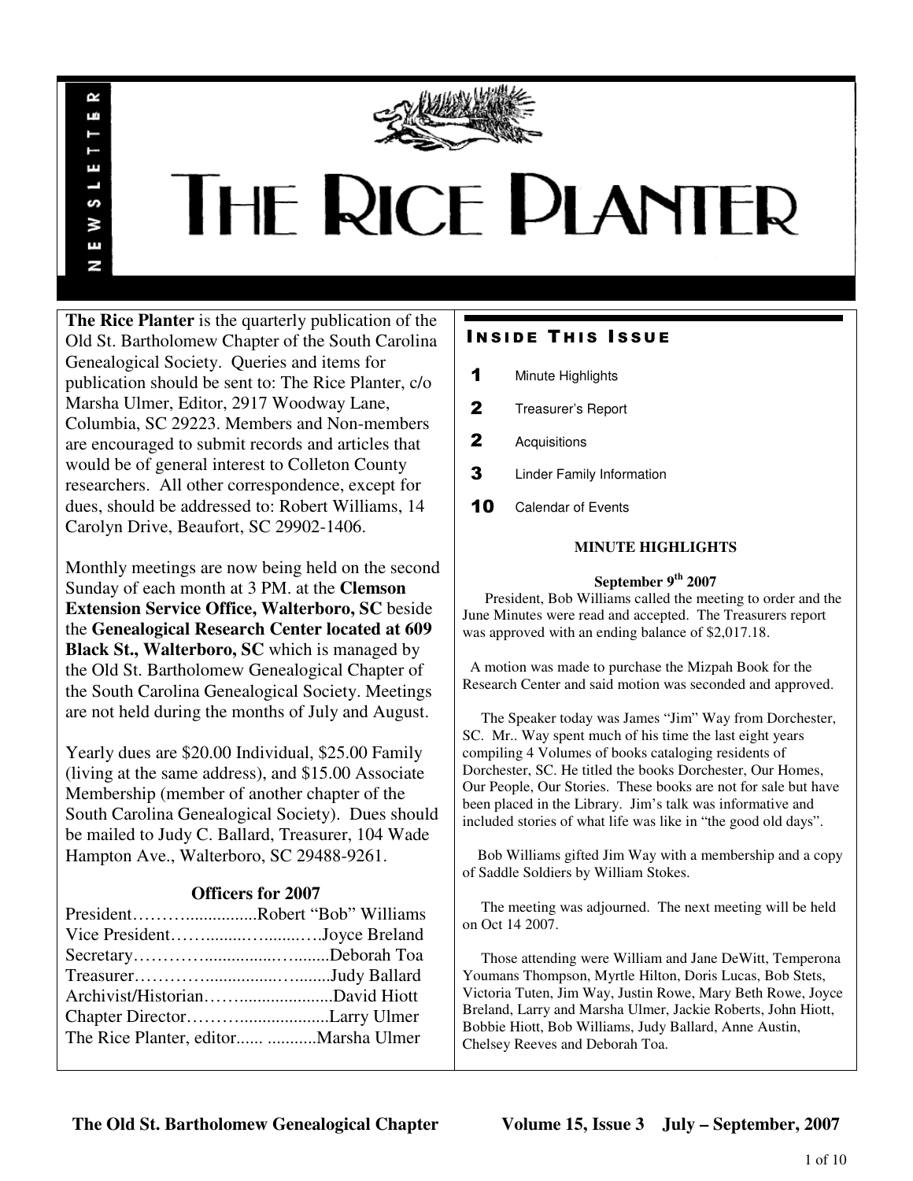# THE RICE PLANTER

NEWSLETTER

**The Rice Planter** is the quarterly publication of the Old St. Bartholomew Chapter of the South Carolina Genealogical Society. Queries and items for publication should be sent to: The Rice Planter, c/o Marsha Ulmer, Editor, 2917 Woodway Lane, Columbia, SC 29223. Members and Non-members are encouraged to submit records and articles that would be of general interest to Colleton County researchers. All other correspondence, except for dues, should be addressed to: Robert Williams, 14 Carolyn Drive, Beaufort, SC 29902-1406.

Monthly meetings are now being held on the second Sunday of each month at 3 PM. at the **Clemson Extension Service Office, Walterboro, SC** beside the **Genealogical Research Center located at 609 Black St., Walterboro, SC** which is managed by the Old St. Bartholomew Genealogical Chapter of the South Carolina Genealogical Society. Meetings are not held during the months of July and August.

Yearly dues are $20.00 Individual, $25.00 Family (living at the same address), and $15.00 Associate Membership (member of another chapter of the South Carolina Genealogical Society). Dues should be mailed to Judy C. Ballard, Treasurer, 104 Wade Hampton Ave., Walterboro, SC 29488-9261.

### Officers for 2007

President……….................Robert "Bob" Williams
Vice President……........…........….Joyce Breland
Secretary…………................…........Deborah Toa
Treasurer…………................…........Judy Ballard
Archivist/Historian……......................David Hiott
Chapter Director………......................Larry Ulmer
The Rice Planter, editor...... ...........Marsha Ulmer

## INSIDE THIS ISSUE

- **1** Minute Highlights
- **2** Treasurer's Report
- **2** Acquisitions
- **3** Linder Family Information
- **10** Calendar of Events

### MINUTE HIGHLIGHTS

**September 9th 2007**

President, Bob Williams called the meeting to order and the June Minutes were read and accepted. The Treasurers report was approved with an ending balance of $2,017.18.

A motion was made to purchase the Mizpah Book for the Research Center and said motion was seconded and approved.

The Speaker today was James "Jim" Way from Dorchester, SC. Mr.. Way spent much of his time the last eight years compiling 4 Volumes of books cataloging residents of Dorchester, SC. He titled the books Dorchester, Our Homes, Our People, Our Stories. These books are not for sale but have been placed in the Library. Jim's talk was informative and included stories of what life was like in "the good old days".

Bob Williams gifted Jim Way with a membership and a copy of Saddle Soldiers by William Stokes.

The meeting was adjourned. The next meeting will be held on Oct 14 2007.

Those attending were William and Jane DeWitt, Temperona Youmans Thompson, Myrtle Hilton, Doris Lucas, Bob Stets, Victoria Tuten, Jim Way, Justin Rowe, Mary Beth Rowe, Joyce Breland, Larry and Marsha Ulmer, Jackie Roberts, John Hiott, Bobbie Hiott, Bob Williams, Judy Ballard, Anne Austin, Chelsey Reeves and Deborah Toa.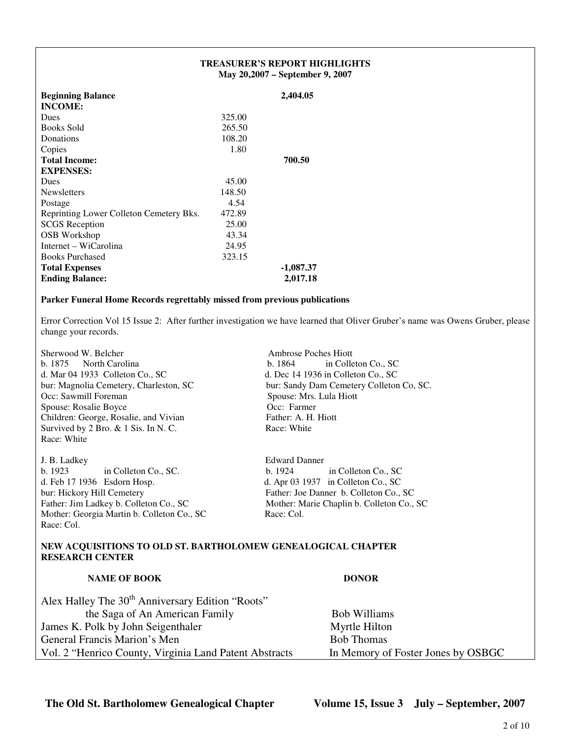## TREASURER'S REPORT HIGHLIGHTS
**May 20,2007 – September 9, 2007**

| | | |
|---|---|---|
| **Beginning Balance** | | **2,404.05** |
| **INCOME:** | | |
| Dues | 325.00 | |
| Books Sold | 265.50 | |
| Donations | 108.20 | |
| Copies | 1.80 | |
| **Total Income:** | | **700.50** |
| **EXPENSES:** | | |
| Dues | 45.00 | |
| Newsletters | 148.50 | |
| Postage | 4.54 | |
| Reprinting Lower Colleton Cemetery Bks. | 472.89 | |
| SCGS Reception | 25.00 | |
| OSB Workshop | 43.34 | |
| Internet – WiCarolina | 24.95 | |
| Books Purchased | 323.15 | |
| **Total Expenses** | | **-1,087.37** |
| **Ending Balance:** | | **2,017.18** |

**Parker Funeral Home Records regrettably missed from previous publications**

Error Correction Vol 15 Issue 2: After further investigation we have learned that Oliver Gruber's name was Owens Gruber, please change your records.

Sherwood W. Belcher
b. 1875 North Carolina
d. Mar 04 1933 Colleton Co., SC
bur: Magnolia Cemetery, Charleston, SC
Occ: Sawmill Foreman
Spouse: Rosalie Boyce
Children: George, Rosalie, and Vivian
Survived by 2 Bro. & 1 Sis. In N. C.
Race: White

Ambrose Poches Hiott
b. 1864 in Colleton Co., SC
d. Dec 14 1936 in Colleton Co., SC
bur: Sandy Dam Cemetery Colleton Co, SC.
Spouse: Mrs. Lula Hiott
Occ: Farmer
Father: A. H. Hiott
Race: White

J. B. Ladkey
b. 1923 in Colleton Co., SC.
d. Feb 17 1936 Esdorn Hosp.
bur: Hickory Hill Cemetery
Father: Jim Ladkey b. Colleton Co., SC
Mother: Georgia Martin b. Colleton Co., SC
Race: Col.

Edward Danner
b. 1924 in Colleton Co., SC
d. Apr 03 1937 in Colleton Co., SC
Father: Joe Danner b. Colleton Co., SC
Mother: Marie Chaplin b. Colleton Co., SC
Race: Col.

**NEW ACQUISITIONS TO OLD ST. BARTHOLOMEW GENEALOGICAL CHAPTER RESEARCH CENTER**

| NAME OF BOOK | DONOR |
|---|---|
| Alex Halley The 30th Anniversary Edition "Roots" the Saga of An American Family | Bob Williams |
| James K. Polk by John Seigenthaler | Myrtle Hilton |
| General Francis Marion's Men | Bob Thomas |
| Vol. 2 "Henrico County, Virginia Land Patent Abstracts | In Memory of Foster Jones by OSBGC |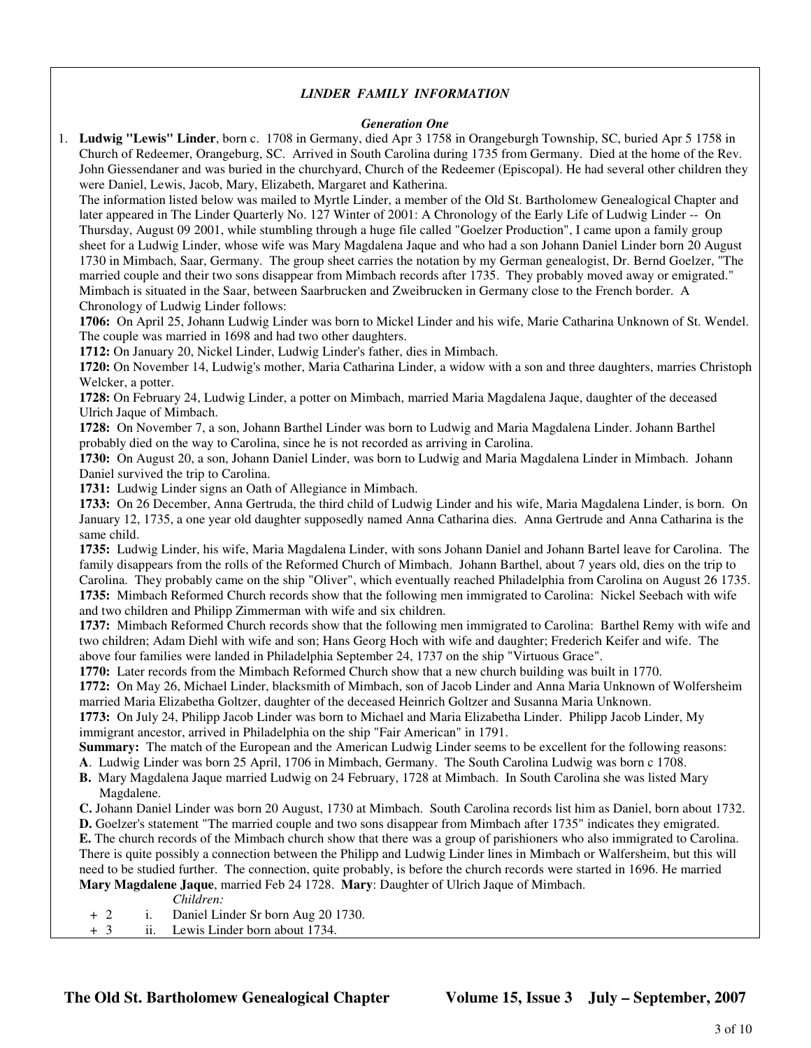## *LINDER FAMILY INFORMATION*

### *Generation One*

1. **Ludwig "Lewis" Linder**, born c. 1708 in Germany, died Apr 3 1758 in Orangeburgh Township, SC, buried Apr 5 1758 in Church of Redeemer, Orangeburg, SC. Arrived in South Carolina during 1735 from Germany. Died at the home of the Rev. John Giessendaner and was buried in the churchyard, Church of the Redeemer (Episcopal). He had several other children they were Daniel, Lewis, Jacob, Mary, Elizabeth, Margaret and Katherina.

The information listed below was mailed to Myrtle Linder, a member of the Old St. Bartholomew Genealogical Chapter and later appeared in The Linder Quarterly No. 127 Winter of 2001: A Chronology of the Early Life of Ludwig Linder -- On Thursday, August 09 2001, while stumbling through a huge file called "Goelzer Production", I came upon a family group sheet for a Ludwig Linder, whose wife was Mary Magdalena Jaque and who had a son Johann Daniel Linder born 20 August 1730 in Mimbach, Saar, Germany. The group sheet carries the notation by my German genealogist, Dr. Bernd Goelzer, "The married couple and their two sons disappear from Mimbach records after 1735. They probably moved away or emigrated." Mimbach is situated in the Saar, between Saarbrucken and Zweibrucken in Germany close to the French border. A Chronology of Ludwig Linder follows:

**1706:** On April 25, Johann Ludwig Linder was born to Mickel Linder and his wife, Marie Catharina Unknown of St. Wendel. The couple was married in 1698 and had two other daughters.

**1712:** On January 20, Nickel Linder, Ludwig Linder's father, dies in Mimbach.

**1720:** On November 14, Ludwig's mother, Maria Catharina Linder, a widow with a son and three daughters, marries Christoph Welcker, a potter.

**1728:** On February 24, Ludwig Linder, a potter on Mimbach, married Maria Magdalena Jaque, daughter of the deceased Ulrich Jaque of Mimbach.

**1728:** On November 7, a son, Johann Barthel Linder was born to Ludwig and Maria Magdalena Linder. Johann Barthel probably died on the way to Carolina, since he is not recorded as arriving in Carolina.

**1730:** On August 20, a son, Johann Daniel Linder, was born to Ludwig and Maria Magdalena Linder in Mimbach. Johann Daniel survived the trip to Carolina.

**1731:** Ludwig Linder signs an Oath of Allegiance in Mimbach.

**1733:** On 26 December, Anna Gertruda, the third child of Ludwig Linder and his wife, Maria Magdalena Linder, is born. On January 12, 1735, a one year old daughter supposedly named Anna Catharina dies. Anna Gertrude and Anna Catharina is the same child.

**1735:** Ludwig Linder, his wife, Maria Magdalena Linder, with sons Johann Daniel and Johann Bartel leave for Carolina. The family disappears from the rolls of the Reformed Church of Mimbach. Johann Barthel, about 7 years old, dies on the trip to Carolina. They probably came on the ship "Oliver", which eventually reached Philadelphia from Carolina on August 26 1735.

**1735:** Mimbach Reformed Church records show that the following men immigrated to Carolina: Nickel Seebach with wife and two children and Philipp Zimmerman with wife and six children.

**1737:** Mimbach Reformed Church records show that the following men immigrated to Carolina: Barthel Remy with wife and two children; Adam Diehl with wife and son; Hans Georg Hoch with wife and daughter; Frederich Keifer and wife. The above four families were landed in Philadelphia September 24, 1737 on the ship "Virtuous Grace".

**1770:** Later records from the Mimbach Reformed Church show that a new church building was built in 1770.

**1772:** On May 26, Michael Linder, blacksmith of Mimbach, son of Jacob Linder and Anna Maria Unknown of Wolfersheim married Maria Elizabetha Goltzer, daughter of the deceased Heinrich Goltzer and Susanna Maria Unknown.

**1773:** On July 24, Philipp Jacob Linder was born to Michael and Maria Elizabetha Linder. Philipp Jacob Linder, My immigrant ancestor, arrived in Philadelphia on the ship "Fair American" in 1791.

**Summary:** The match of the European and the American Ludwig Linder seems to be excellent for the following reasons:

**A**. Ludwig Linder was born 25 April, 1706 in Mimbach, Germany. The South Carolina Ludwig was born c 1708.

**B.** Mary Magdalena Jaque married Ludwig on 24 February, 1728 at Mimbach. In South Carolina she was listed Mary Magdalene.

**C.** Johann Daniel Linder was born 20 August, 1730 at Mimbach. South Carolina records list him as Daniel, born about 1732.

**D.** Goelzer's statement "The married couple and two sons disappear from Mimbach after 1735" indicates they emigrated.

**E.** The church records of the Mimbach church show that there was a group of parishioners who also immigrated to Carolina. There is quite possibly a connection between the Philipp and Ludwig Linder lines in Mimbach or Walfersheim, but this will need to be studied further. The connection, quite probably, is before the church records were started in 1696. He married **Mary Magdalene Jaque**, married Feb 24 1728. **Mary**: Daughter of Ulrich Jaque of Mimbach.

*Children:*

- \+ 2 i. Daniel Linder Sr born Aug 20 1730.
- \+ 3 ii. Lewis Linder born about 1734.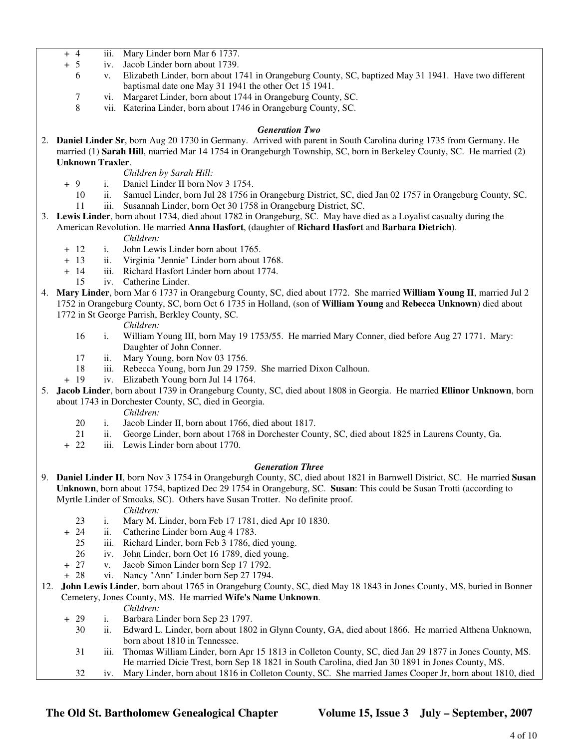+ 4 iii. Mary Linder born Mar 6 1737.
+ 5 iv. Jacob Linder born about 1739.
6 v. Elizabeth Linder, born about 1741 in Orangeburg County, SC, baptized May 31 1941. Have two different baptismal date one May 31 1941 the other Oct 15 1941.
7 vi. Margaret Linder, born about 1744 in Orangeburg County, SC.
8 vii. Katerina Linder, born about 1746 in Orangeburg County, SC.

### *Generation Two*

2. **Daniel Linder Sr**, born Aug 20 1730 in Germany. Arrived with parent in South Carolina during 1735 from Germany. He married (1) **Sarah Hill**, married Mar 14 1754 in Orangeburgh Township, SC, born in Berkeley County, SC. He married (2) **Unknown Traxler**.

*Children by Sarah Hill:*

+ 9 i. Daniel Linder II born Nov 3 1754.
10 ii. Samuel Linder, born Jul 28 1756 in Orangeburg District, SC, died Jan 02 1757 in Orangeburg County, SC.
11 iii. Susannah Linder, born Oct 30 1758 in Orangeburg District, SC.

3. **Lewis Linder**, born about 1734, died about 1782 in Orangeburg, SC. May have died as a Loyalist casualty during the American Revolution. He married **Anna Hasfort**, (daughter of **Richard Hasfort** and **Barbara Dietrich**).

*Children:*

+ 12 i. John Lewis Linder born about 1765.
+ 13 ii. Virginia "Jennie" Linder born about 1768.
+ 14 iii. Richard Hasfort Linder born about 1774.
15 iv. Catherine Linder.

4. **Mary Linder**, born Mar 6 1737 in Orangeburg County, SC, died about 1772. She married **William Young II**, married Jul 2 1752 in Orangeburg County, SC, born Oct 6 1735 in Holland, (son of **William Young** and **Rebecca Unknown**) died about 1772 in St George Parrish, Berkley County, SC.

*Children:*

16 i. William Young III, born May 19 1753/55. He married Mary Conner, died before Aug 27 1771. Mary: Daughter of John Conner.
17 ii. Mary Young, born Nov 03 1756.
18 iii. Rebecca Young, born Jun 29 1759. She married Dixon Calhoun.
+ 19 iv. Elizabeth Young born Jul 14 1764.

5. **Jacob Linder**, born about 1739 in Orangeburg County, SC, died about 1808 in Georgia. He married **Ellinor Unknown**, born about 1743 in Dorchester County, SC, died in Georgia.

*Children:*

20 i. Jacob Linder II, born about 1766, died about 1817.
21 ii. George Linder, born about 1768 in Dorchester County, SC, died about 1825 in Laurens County, Ga.
+ 22 iii. Lewis Linder born about 1770.

### *Generation Three*

9. **Daniel Linder II**, born Nov 3 1754 in Orangeburgh County, SC, died about 1821 in Barnwell District, SC. He married **Susan Unknown**, born about 1754, baptized Dec 29 1754 in Orangeburg, SC. **Susan**: This could be Susan Trotti (according to Myrtle Linder of Smoaks, SC). Others have Susan Trotter. No definite proof.

*Children:*

23 i. Mary M. Linder, born Feb 17 1781, died Apr 10 1830.
+ 24 ii. Catherine Linder born Aug 4 1783.
25 iii. Richard Linder, born Feb 3 1786, died young.
26 iv. John Linder, born Oct 16 1789, died young.
+ 27 v. Jacob Simon Linder born Sep 17 1792.
+ 28 vi. Nancy "Ann" Linder born Sep 27 1794.

12. **John Lewis Linder**, born about 1765 in Orangeburg County, SC, died May 18 1843 in Jones County, MS, buried in Bonner Cemetery, Jones County, MS. He married **Wife's Name Unknown**.

*Children:*

+ 29 i. Barbara Linder born Sep 23 1797.
30 ii. Edward L. Linder, born about 1802 in Glynn County, GA, died about 1866. He married Althena Unknown, born about 1810 in Tennessee.
31 iii. Thomas William Linder, born Apr 15 1813 in Colleton County, SC, died Jan 29 1877 in Jones County, MS. He married Dicie Trest, born Sep 18 1821 in South Carolina, died Jan 30 1891 in Jones County, MS.
32 iv. Mary Linder, born about 1816 in Colleton County, SC. She married James Cooper Jr, born about 1810, died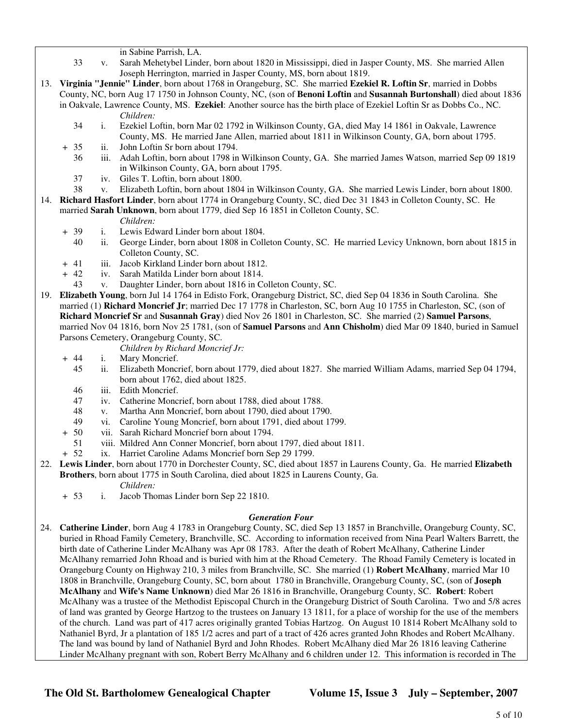in Sabine Parrish, LA.

33 v. Sarah Mehetybel Linder, born about 1820 in Mississippi, died in Jasper County, MS. She married Allen Joseph Herrington, married in Jasper County, MS, born about 1819.

13. **Virginia "Jennie" Linder**, born about 1768 in Orangeburg, SC. She married **Ezekiel R. Loftin Sr**, married in Dobbs County, NC, born Aug 17 1750 in Johnson County, NC, (son of **Benoni Loftin** and **Susannah Burtonshall**) died about 1836 in Oakvale, Lawrence County, MS. **Ezekiel**: Another source has the birth place of Ezekiel Loftin Sr as Dobbs Co., NC.

*Children:*

34 i. Ezekiel Loftin, born Mar 02 1792 in Wilkinson County, GA, died May 14 1861 in Oakvale, Lawrence County, MS. He married Jane Allen, married about 1811 in Wilkinson County, GA, born about 1795.

\+ 35 ii. John Loftin Sr born about 1794.

36 iii. Adah Loftin, born about 1798 in Wilkinson County, GA. She married James Watson, married Sep 09 1819 in Wilkinson County, GA, born about 1795.

37 iv. Giles T. Loftin, born about 1800.

38 v. Elizabeth Loftin, born about 1804 in Wilkinson County, GA. She married Lewis Linder, born about 1800.

14. **Richard Hasfort Linder**, born about 1774 in Orangeburg County, SC, died Dec 31 1843 in Colleton County, SC. He married **Sarah Unknown**, born about 1779, died Sep 16 1851 in Colleton County, SC.

*Children:*

\+ 39 i. Lewis Edward Linder born about 1804.

40 ii. George Linder, born about 1808 in Colleton County, SC. He married Levicy Unknown, born about 1815 in Colleton County, SC.

\+ 41 iii. Jacob Kirkland Linder born about 1812.

\+ 42 iv. Sarah Matilda Linder born about 1814.

43 v. Daughter Linder, born about 1816 in Colleton County, SC.

19. **Elizabeth Young**, born Jul 14 1764 in Edisto Fork, Orangeburg District, SC, died Sep 04 1836 in South Carolina. She married (1) **Richard Moncrief Jr**; married Dec 17 1778 in Charleston, SC, born Aug 10 1755 in Charleston, SC, (son of **Richard Moncrief Sr** and **Susannah Gray**) died Nov 26 1801 in Charleston, SC. She married (2) **Samuel Parsons**, married Nov 04 1816, born Nov 25 1781, (son of **Samuel Parsons** and **Ann Chisholm**) died Mar 09 1840, buried in Samuel Parsons Cemetery, Orangeburg County, SC.

*Children by Richard Moncrief Jr:*

\+ 44 i. Mary Moncrief.

45 ii. Elizabeth Moncrief, born about 1779, died about 1827. She married William Adams, married Sep 04 1794, born about 1762, died about 1825.

46 iii. Edith Moncrief.

47 iv. Catherine Moncrief, born about 1788, died about 1788.

48 v. Martha Ann Moncrief, born about 1790, died about 1790.

49 vi. Caroline Young Moncrief, born about 1791, died about 1799.

\+ 50 vii. Sarah Richard Moncrief born about 1794.

51 viii. Mildred Ann Conner Moncrief, born about 1797, died about 1811.

\+ 52 ix. Harriet Caroline Adams Moncrief born Sep 29 1799.

22. **Lewis Linder**, born about 1770 in Dorchester County, SC, died about 1857 in Laurens County, Ga. He married **Elizabeth Brothers**, born about 1775 in South Carolina, died about 1825 in Laurens County, Ga.

*Children:*

\+ 53 i. Jacob Thomas Linder born Sep 22 1810.

### *Generation Four*

24. **Catherine Linder**, born Aug 4 1783 in Orangeburg County, SC, died Sep 13 1857 in Branchville, Orangeburg County, SC, buried in Rhoad Family Cemetery, Branchville, SC. According to information received from Nina Pearl Walters Barrett, the birth date of Catherine Linder McAlhany was Apr 08 1783. After the death of Robert McAlhany, Catherine Linder McAlhany remarried John Rhoad and is buried with him at the Rhoad Cemetery. The Rhoad Family Cemetery is located in Orangeburg County on Highway 210, 3 miles from Branchville, SC. She married (1) **Robert McAlhany**, married Mar 10 1808 in Branchville, Orangeburg County, SC, born about 1780 in Branchville, Orangeburg County, SC, (son of **Joseph McAlhany** and **Wife's Name Unknown**) died Mar 26 1816 in Branchville, Orangeburg County, SC. **Robert**: Robert McAlhany was a trustee of the Methodist Episcopal Church in the Orangeburg District of South Carolina. Two and 5/8 acres of land was granted by George Hartzog to the trustees on January 13 1811, for a place of worship for the use of the members of the church. Land was part of 417 acres originally granted Tobias Hartzog. On August 10 1814 Robert McAlhany sold to Nathaniel Byrd, Jr a plantation of 185 1/2 acres and part of a tract of 426 acres granted John Rhodes and Robert McAlhany. The land was bound by land of Nathaniel Byrd and John Rhodes. Robert McAlhany died Mar 26 1816 leaving Catherine Linder McAlhany pregnant with son, Robert Berry McAlhany and 6 children under 12. This information is recorded in The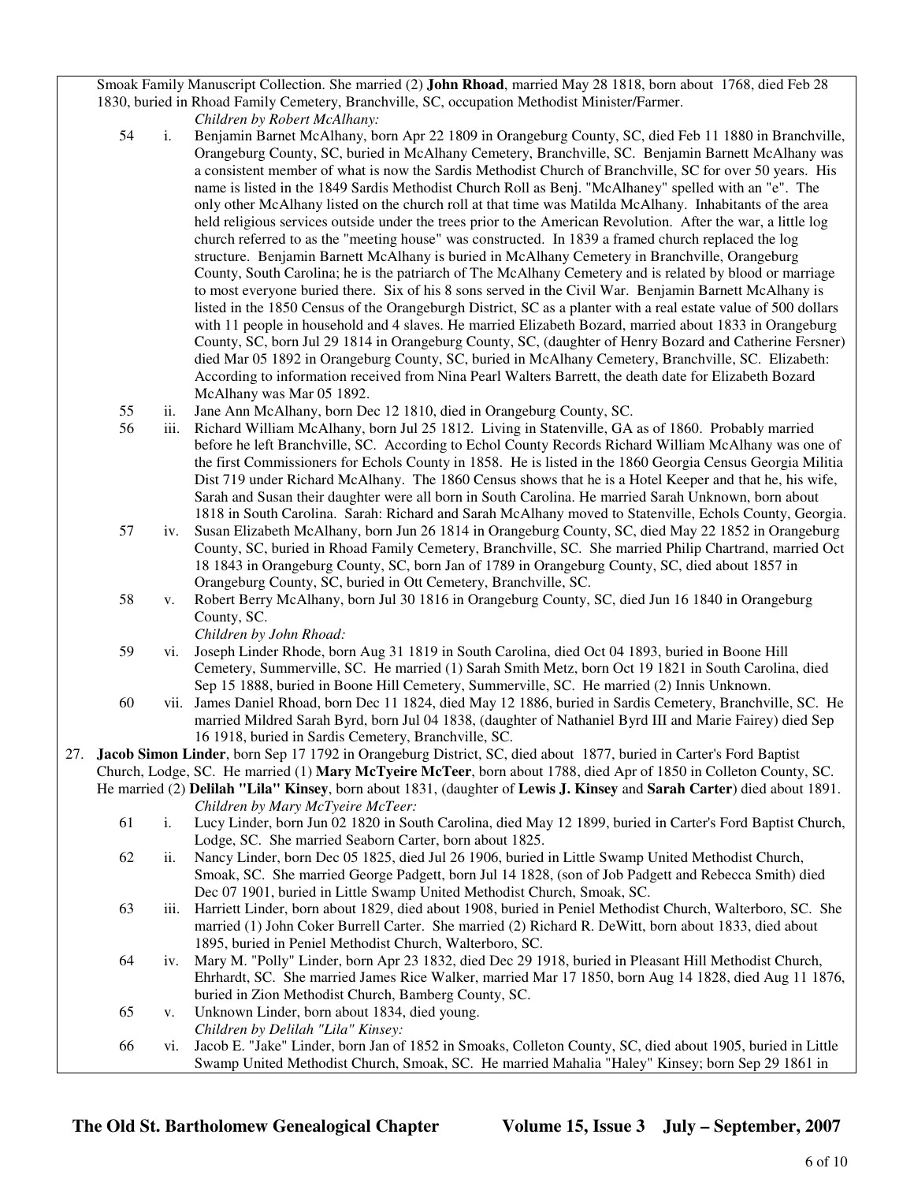Smoak Family Manuscript Collection. She married (2) **John Rhoad**, married May 28 1818, born about 1768, died Feb 28 1830, buried in Rhoad Family Cemetery, Branchville, SC, occupation Methodist Minister/Farmer.

*Children by Robert McAlhany:*

54 i. Benjamin Barnet McAlhany, born Apr 22 1809 in Orangeburg County, SC, died Feb 11 1880 in Branchville, Orangeburg County, SC, buried in McAlhany Cemetery, Branchville, SC. Benjamin Barnett McAlhany was a consistent member of what is now the Sardis Methodist Church of Branchville, SC for over 50 years. His name is listed in the 1849 Sardis Methodist Church Roll as Benj. "McAlhaney" spelled with an "e". The only other McAlhany listed on the church roll at that time was Matilda McAlhany. Inhabitants of the area held religious services outside under the trees prior to the American Revolution. After the war, a little log church referred to as the "meeting house" was constructed. In 1839 a framed church replaced the log structure. Benjamin Barnett McAlhany is buried in McAlhany Cemetery in Branchville, Orangeburg County, South Carolina; he is the patriarch of The McAlhany Cemetery and is related by blood or marriage to most everyone buried there. Six of his 8 sons served in the Civil War. Benjamin Barnett McAlhany is listed in the 1850 Census of the Orangeburgh District, SC as a planter with a real estate value of 500 dollars with 11 people in household and 4 slaves. He married Elizabeth Bozard, married about 1833 in Orangeburg County, SC, born Jul 29 1814 in Orangeburg County, SC, (daughter of Henry Bozard and Catherine Fersner) died Mar 05 1892 in Orangeburg County, SC, buried in McAlhany Cemetery, Branchville, SC. Elizabeth: According to information received from Nina Pearl Walters Barrett, the death date for Elizabeth Bozard McAlhany was Mar 05 1892.

55 ii. Jane Ann McAlhany, born Dec 12 1810, died in Orangeburg County, SC.

56 iii. Richard William McAlhany, born Jul 25 1812. Living in Statenville, GA as of 1860. Probably married before he left Branchville, SC. According to Echol County Records Richard William McAlhany was one of the first Commissioners for Echols County in 1858. He is listed in the 1860 Georgia Census Georgia Militia Dist 719 under Richard McAlhany. The 1860 Census shows that he is a Hotel Keeper and that he, his wife, Sarah and Susan their daughter were all born in South Carolina. He married Sarah Unknown, born about 1818 in South Carolina. Sarah: Richard and Sarah McAlhany moved to Statenville, Echols County, Georgia.

57 iv. Susan Elizabeth McAlhany, born Jun 26 1814 in Orangeburg County, SC, died May 22 1852 in Orangeburg County, SC, buried in Rhoad Family Cemetery, Branchville, SC. She married Philip Chartrand, married Oct 18 1843 in Orangeburg County, SC, born Jan of 1789 in Orangeburg County, SC, died about 1857 in Orangeburg County, SC, buried in Ott Cemetery, Branchville, SC.

58 v. Robert Berry McAlhany, born Jul 30 1816 in Orangeburg County, SC, died Jun 16 1840 in Orangeburg County, SC.

*Children by John Rhoad:*

59 vi. Joseph Linder Rhode, born Aug 31 1819 in South Carolina, died Oct 04 1893, buried in Boone Hill Cemetery, Summerville, SC. He married (1) Sarah Smith Metz, born Oct 19 1821 in South Carolina, died Sep 15 1888, buried in Boone Hill Cemetery, Summerville, SC. He married (2) Innis Unknown.

60 vii. James Daniel Rhoad, born Dec 11 1824, died May 12 1886, buried in Sardis Cemetery, Branchville, SC. He married Mildred Sarah Byrd, born Jul 04 1838, (daughter of Nathaniel Byrd III and Marie Fairey) died Sep 16 1918, buried in Sardis Cemetery, Branchville, SC.

27. **Jacob Simon Linder**, born Sep 17 1792 in Orangeburg District, SC, died about 1877, buried in Carter's Ford Baptist Church, Lodge, SC. He married (1) **Mary McTyeire McTeer**, born about 1788, died Apr of 1850 in Colleton County, SC. He married (2) **Delilah "Lila" Kinsey**, born about 1831, (daughter of **Lewis J. Kinsey** and **Sarah Carter**) died about 1891.

*Children by Mary McTyeire McTeer:*

61 i. Lucy Linder, born Jun 02 1820 in South Carolina, died May 12 1899, buried in Carter's Ford Baptist Church, Lodge, SC. She married Seaborn Carter, born about 1825.

62 ii. Nancy Linder, born Dec 05 1825, died Jul 26 1906, buried in Little Swamp United Methodist Church, Smoak, SC. She married George Padgett, born Jul 14 1828, (son of Job Padgett and Rebecca Smith) died Dec 07 1901, buried in Little Swamp United Methodist Church, Smoak, SC.

63 iii. Harriett Linder, born about 1829, died about 1908, buried in Peniel Methodist Church, Walterboro, SC. She married (1) John Coker Burrell Carter. She married (2) Richard R. DeWitt, born about 1833, died about 1895, buried in Peniel Methodist Church, Walterboro, SC.

64 iv. Mary M. "Polly" Linder, born Apr 23 1832, died Dec 29 1918, buried in Pleasant Hill Methodist Church, Ehrhardt, SC. She married James Rice Walker, married Mar 17 1850, born Aug 14 1828, died Aug 11 1876, buried in Zion Methodist Church, Bamberg County, SC.

65 v. Unknown Linder, born about 1834, died young.

*Children by Delilah "Lila" Kinsey:*

66 vi. Jacob E. "Jake" Linder, born Jan of 1852 in Smoaks, Colleton County, SC, died about 1905, buried in Little Swamp United Methodist Church, Smoak, SC. He married Mahalia "Haley" Kinsey; born Sep 29 1861 in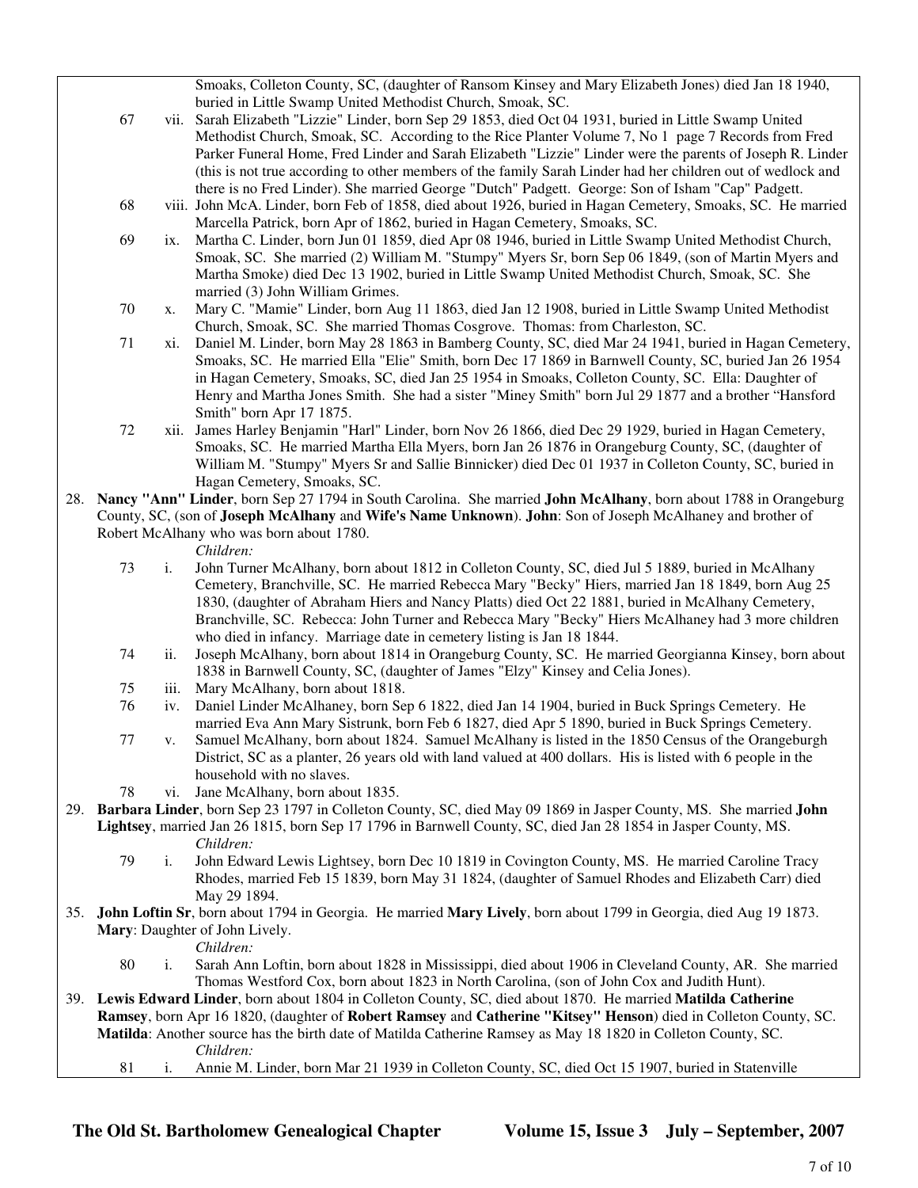Smoaks, Colleton County, SC, (daughter of Ransom Kinsey and Mary Elizabeth Jones) died Jan 18 1940, buried in Little Swamp United Methodist Church, Smoak, SC.

- 67 vii. Sarah Elizabeth "Lizzie" Linder, born Sep 29 1853, died Oct 04 1931, buried in Little Swamp United Methodist Church, Smoak, SC. According to the Rice Planter Volume 7, No 1 page 7 Records from Fred Parker Funeral Home, Fred Linder and Sarah Elizabeth "Lizzie" Linder were the parents of Joseph R. Linder (this is not true according to other members of the family Sarah Linder had her children out of wedlock and there is no Fred Linder). She married George "Dutch" Padgett. George: Son of Isham "Cap" Padgett.
- 68 viii. John McA. Linder, born Feb of 1858, died about 1926, buried in Hagan Cemetery, Smoaks, SC. He married Marcella Patrick, born Apr of 1862, buried in Hagan Cemetery, Smoaks, SC.
- 69 ix. Martha C. Linder, born Jun 01 1859, died Apr 08 1946, buried in Little Swamp United Methodist Church, Smoak, SC. She married (2) William M. "Stumpy" Myers Sr, born Sep 06 1849, (son of Martin Myers and Martha Smoke) died Dec 13 1902, buried in Little Swamp United Methodist Church, Smoak, SC. She married (3) John William Grimes.
- 70 x. Mary C. "Mamie" Linder, born Aug 11 1863, died Jan 12 1908, buried in Little Swamp United Methodist Church, Smoak, SC. She married Thomas Cosgrove. Thomas: from Charleston, SC.
- 71 xi. Daniel M. Linder, born May 28 1863 in Bamberg County, SC, died Mar 24 1941, buried in Hagan Cemetery, Smoaks, SC. He married Ella "Elie" Smith, born Dec 17 1869 in Barnwell County, SC, buried Jan 26 1954 in Hagan Cemetery, Smoaks, SC, died Jan 25 1954 in Smoaks, Colleton County, SC. Ella: Daughter of Henry and Martha Jones Smith. She had a sister "Miney Smith" born Jul 29 1877 and a brother "Hansford Smith" born Apr 17 1875.
- 72 xii. James Harley Benjamin "Harl" Linder, born Nov 26 1866, died Dec 29 1929, buried in Hagan Cemetery, Smoaks, SC. He married Martha Ella Myers, born Jan 26 1876 in Orangeburg County, SC, (daughter of William M. "Stumpy" Myers Sr and Sallie Binnicker) died Dec 01 1937 in Colleton County, SC, buried in Hagan Cemetery, Smoaks, SC.

28. **Nancy "Ann" Linder**, born Sep 27 1794 in South Carolina. She married **John McAlhany**, born about 1788 in Orangeburg County, SC, (son of **Joseph McAlhany** and **Wife's Name Unknown**). **John**: Son of Joseph McAlhaney and brother of Robert McAlhany who was born about 1780.

*Children:*

- 73 i. John Turner McAlhany, born about 1812 in Colleton County, SC, died Jul 5 1889, buried in McAlhany Cemetery, Branchville, SC. He married Rebecca Mary "Becky" Hiers, married Jan 18 1849, born Aug 25 1830, (daughter of Abraham Hiers and Nancy Platts) died Oct 22 1881, buried in McAlhany Cemetery, Branchville, SC. Rebecca: John Turner and Rebecca Mary "Becky" Hiers McAlhaney had 3 more children who died in infancy. Marriage date in cemetery listing is Jan 18 1844.
- 74 ii. Joseph McAlhany, born about 1814 in Orangeburg County, SC. He married Georgianna Kinsey, born about 1838 in Barnwell County, SC, (daughter of James "Elzy" Kinsey and Celia Jones).
- 75 iii. Mary McAlhany, born about 1818.
- 76 iv. Daniel Linder McAlhaney, born Sep 6 1822, died Jan 14 1904, buried in Buck Springs Cemetery. He married Eva Ann Mary Sistrunk, born Feb 6 1827, died Apr 5 1890, buried in Buck Springs Cemetery.
- 77 v. Samuel McAlhany, born about 1824. Samuel McAlhany is listed in the 1850 Census of the Orangeburgh District, SC as a planter, 26 years old with land valued at 400 dollars. His is listed with 6 people in the household with no slaves.
- 78 vi. Jane McAlhany, born about 1835.

29. **Barbara Linder**, born Sep 23 1797 in Colleton County, SC, died May 09 1869 in Jasper County, MS. She married **John Lightsey**, married Jan 26 1815, born Sep 17 1796 in Barnwell County, SC, died Jan 28 1854 in Jasper County, MS.

*Children:*

- 79 i. John Edward Lewis Lightsey, born Dec 10 1819 in Covington County, MS. He married Caroline Tracy Rhodes, married Feb 15 1839, born May 31 1824, (daughter of Samuel Rhodes and Elizabeth Carr) died May 29 1894.

35. **John Loftin Sr**, born about 1794 in Georgia. He married **Mary Lively**, born about 1799 in Georgia, died Aug 19 1873. **Mary**: Daughter of John Lively.

*Children:*

- 80 i. Sarah Ann Loftin, born about 1828 in Mississippi, died about 1906 in Cleveland County, AR. She married Thomas Westford Cox, born about 1823 in North Carolina, (son of John Cox and Judith Hunt).

39. **Lewis Edward Linder**, born about 1804 in Colleton County, SC, died about 1870. He married **Matilda Catherine Ramsey**, born Apr 16 1820, (daughter of **Robert Ramsey** and **Catherine "Kitsey" Henson**) died in Colleton County, SC. **Matilda**: Another source has the birth date of Matilda Catherine Ramsey as May 18 1820 in Colleton County, SC.

*Children:*

- 81 i. Annie M. Linder, born Mar 21 1939 in Colleton County, SC, died Oct 15 1907, buried in Statenville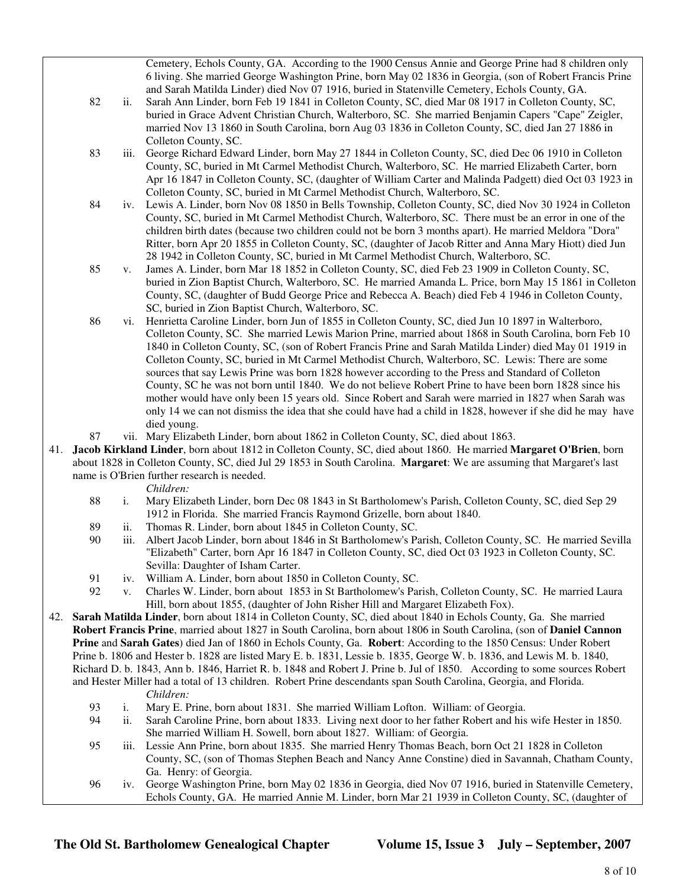Cemetery, Echols County, GA. According to the 1900 Census Annie and George Prine had 8 children only 6 living. She married George Washington Prine, born May 02 1836 in Georgia, (son of Robert Francis Prine and Sarah Matilda Linder) died Nov 07 1916, buried in Statenville Cemetery, Echols County, GA.

82 ii. Sarah Ann Linder, born Feb 19 1841 in Colleton County, SC, died Mar 08 1917 in Colleton County, SC, buried in Grace Advent Christian Church, Walterboro, SC. She married Benjamin Capers "Cape" Zeigler, married Nov 13 1860 in South Carolina, born Aug 03 1836 in Colleton County, SC, died Jan 27 1886 in Colleton County, SC.

83 iii. George Richard Edward Linder, born May 27 1844 in Colleton County, SC, died Dec 06 1910 in Colleton County, SC, buried in Mt Carmel Methodist Church, Walterboro, SC. He married Elizabeth Carter, born Apr 16 1847 in Colleton County, SC, (daughter of William Carter and Malinda Padgett) died Oct 03 1923 in Colleton County, SC, buried in Mt Carmel Methodist Church, Walterboro, SC.

84 iv. Lewis A. Linder, born Nov 08 1850 in Bells Township, Colleton County, SC, died Nov 30 1924 in Colleton County, SC, buried in Mt Carmel Methodist Church, Walterboro, SC. There must be an error in one of the children birth dates (because two children could not be born 3 months apart). He married Meldora "Dora" Ritter, born Apr 20 1855 in Colleton County, SC, (daughter of Jacob Ritter and Anna Mary Hiott) died Jun 28 1942 in Colleton County, SC, buried in Mt Carmel Methodist Church, Walterboro, SC.

85 v. James A. Linder, born Mar 18 1852 in Colleton County, SC, died Feb 23 1909 in Colleton County, SC, buried in Zion Baptist Church, Walterboro, SC. He married Amanda L. Price, born May 15 1861 in Colleton County, SC, (daughter of Budd George Price and Rebecca A. Beach) died Feb 4 1946 in Colleton County, SC, buried in Zion Baptist Church, Walterboro, SC.

86 vi. Henrietta Caroline Linder, born Jun of 1855 in Colleton County, SC, died Jun 10 1897 in Walterboro, Colleton County, SC. She married Lewis Marion Prine, married about 1868 in South Carolina, born Feb 10 1840 in Colleton County, SC, (son of Robert Francis Prine and Sarah Matilda Linder) died May 01 1919 in Colleton County, SC, buried in Mt Carmel Methodist Church, Walterboro, SC. Lewis: There are some sources that say Lewis Prine was born 1828 however according to the Press and Standard of Colleton County, SC he was not born until 1840. We do not believe Robert Prine to have been born 1828 since his mother would have only been 15 years old. Since Robert and Sarah were married in 1827 when Sarah was only 14 we can not dismiss the idea that she could have had a child in 1828, however if she did he may have died young.

87 vii. Mary Elizabeth Linder, born about 1862 in Colleton County, SC, died about 1863.

41. **Jacob Kirkland Linder**, born about 1812 in Colleton County, SC, died about 1860. He married **Margaret O'Brien**, born about 1828 in Colleton County, SC, died Jul 29 1853 in South Carolina. **Margaret**: We are assuming that Margaret's last name is O'Brien further research is needed.

*Children:*

88 i. Mary Elizabeth Linder, born Dec 08 1843 in St Bartholomew's Parish, Colleton County, SC, died Sep 29 1912 in Florida. She married Francis Raymond Grizelle, born about 1840.

89 ii. Thomas R. Linder, born about 1845 in Colleton County, SC.

90 iii. Albert Jacob Linder, born about 1846 in St Bartholomew's Parish, Colleton County, SC. He married Sevilla "Elizabeth" Carter, born Apr 16 1847 in Colleton County, SC, died Oct 03 1923 in Colleton County, SC. Sevilla: Daughter of Isham Carter.

91 iv. William A. Linder, born about 1850 in Colleton County, SC.

92 v. Charles W. Linder, born about 1853 in St Bartholomew's Parish, Colleton County, SC. He married Laura Hill, born about 1855, (daughter of John Risher Hill and Margaret Elizabeth Fox).

42. **Sarah Matilda Linder**, born about 1814 in Colleton County, SC, died about 1840 in Echols County, Ga. She married **Robert Francis Prine**, married about 1827 in South Carolina, born about 1806 in South Carolina, (son of **Daniel Cannon Prine** and **Sarah Gates**) died Jan of 1860 in Echols County, Ga. **Robert**: According to the 1850 Census: Under Robert Prine b. 1806 and Hester b. 1828 are listed Mary E. b. 1831, Lessie b. 1835, George W. b. 1836, and Lewis M. b. 1840, Richard D. b. 1843, Ann b. 1846, Harriet R. b. 1848 and Robert J. Prine b. Jul of 1850. According to some sources Robert and Hester Miller had a total of 13 children. Robert Prine descendants span South Carolina, Georgia, and Florida.

*Children:*

93 i. Mary E. Prine, born about 1831. She married William Lofton. William: of Georgia.

94 ii. Sarah Caroline Prine, born about 1833. Living next door to her father Robert and his wife Hester in 1850. She married William H. Sowell, born about 1827. William: of Georgia.

95 iii. Lessie Ann Prine, born about 1835. She married Henry Thomas Beach, born Oct 21 1828 in Colleton County, SC, (son of Thomas Stephen Beach and Nancy Anne Constine) died in Savannah, Chatham County, Ga. Henry: of Georgia.

96 iv. George Washington Prine, born May 02 1836 in Georgia, died Nov 07 1916, buried in Statenville Cemetery, Echols County, GA. He married Annie M. Linder, born Mar 21 1939 in Colleton County, SC, (daughter of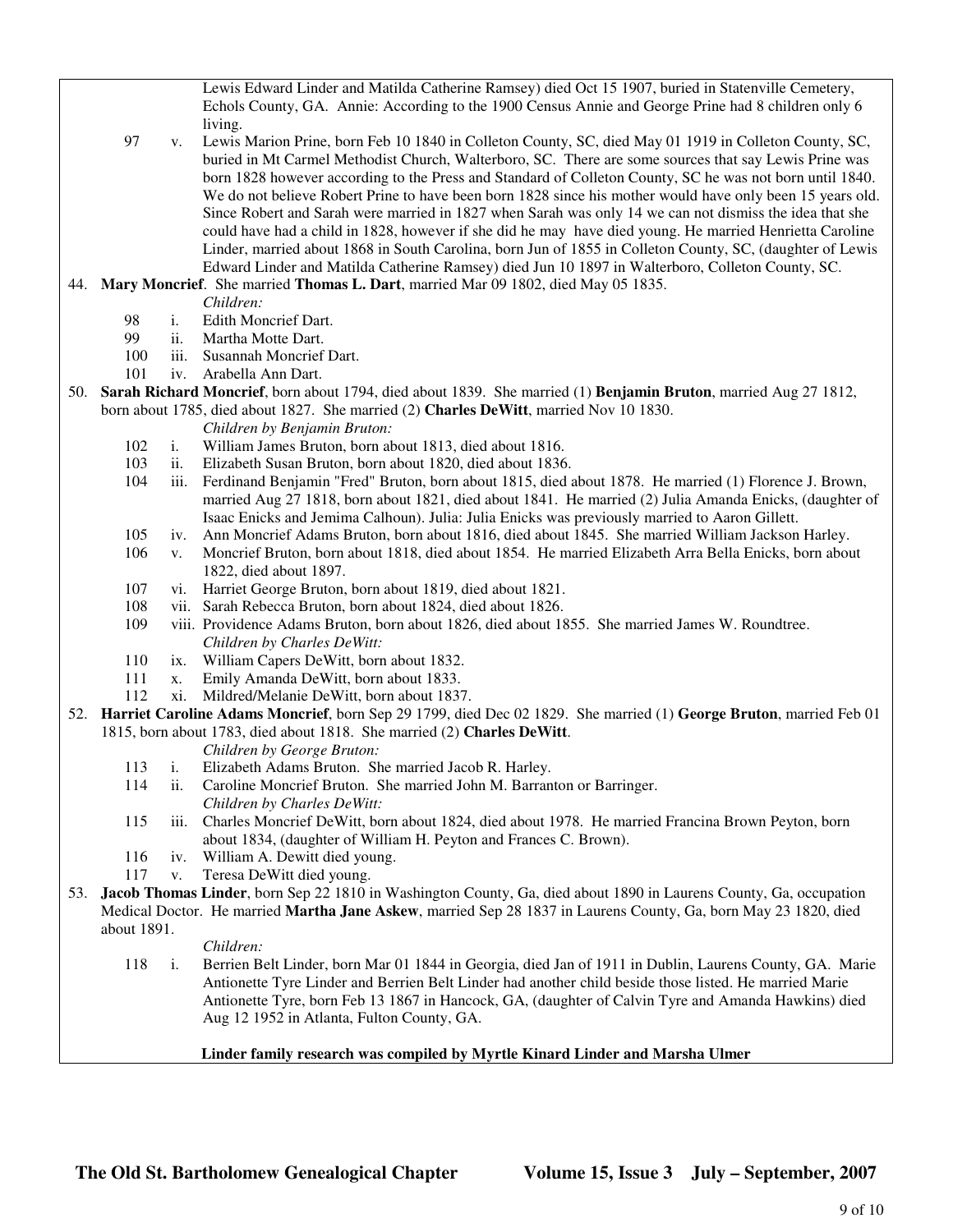Lewis Edward Linder and Matilda Catherine Ramsey) died Oct 15 1907, buried in Statenville Cemetery, Echols County, GA. Annie: According to the 1900 Census Annie and George Prine had 8 children only 6 living.

97 v. Lewis Marion Prine, born Feb 10 1840 in Colleton County, SC, died May 01 1919 in Colleton County, SC, buried in Mt Carmel Methodist Church, Walterboro, SC. There are some sources that say Lewis Prine was born 1828 however according to the Press and Standard of Colleton County, SC he was not born until 1840. We do not believe Robert Prine to have been born 1828 since his mother would have only been 15 years old. Since Robert and Sarah were married in 1827 when Sarah was only 14 we can not dismiss the idea that she could have had a child in 1828, however if she did he may have died young. He married Henrietta Caroline Linder, married about 1868 in South Carolina, born Jun of 1855 in Colleton County, SC, (daughter of Lewis Edward Linder and Matilda Catherine Ramsey) died Jun 10 1897 in Walterboro, Colleton County, SC.

44. **Mary Moncrief**. She married **Thomas L. Dart**, married Mar 09 1802, died May 05 1835.

*Children:*

98 i. Edith Moncrief Dart.
99 ii. Martha Motte Dart.
100 iii. Susannah Moncrief Dart.
101 iv. Arabella Ann Dart.

50. **Sarah Richard Moncrief**, born about 1794, died about 1839. She married (1) **Benjamin Bruton**, married Aug 27 1812, born about 1785, died about 1827. She married (2) **Charles DeWitt**, married Nov 10 1830.

*Children by Benjamin Bruton:*

102 i. William James Bruton, born about 1813, died about 1816.
103 ii. Elizabeth Susan Bruton, born about 1820, died about 1836.
104 iii. Ferdinand Benjamin "Fred" Bruton, born about 1815, died about 1878. He married (1) Florence J. Brown, married Aug 27 1818, born about 1821, died about 1841. He married (2) Julia Amanda Enicks, (daughter of Isaac Enicks and Jemima Calhoun). Julia: Julia Enicks was previously married to Aaron Gillett.
105 iv. Ann Moncrief Adams Bruton, born about 1816, died about 1845. She married William Jackson Harley.
106 v. Moncrief Bruton, born about 1818, died about 1854. He married Elizabeth Arra Bella Enicks, born about 1822, died about 1897.
107 vi. Harriet George Bruton, born about 1819, died about 1821.
108 vii. Sarah Rebecca Bruton, born about 1824, died about 1826.
109 viii. Providence Adams Bruton, born about 1826, died about 1855. She married James W. Roundtree.

*Children by Charles DeWitt:*

110 ix. William Capers DeWitt, born about 1832.
111 x. Emily Amanda DeWitt, born about 1833.
112 xi. Mildred/Melanie DeWitt, born about 1837.

52. **Harriet Caroline Adams Moncrief**, born Sep 29 1799, died Dec 02 1829. She married (1) **George Bruton**, married Feb 01 1815, born about 1783, died about 1818. She married (2) **Charles DeWitt**.

*Children by George Bruton:*

113 i. Elizabeth Adams Bruton. She married Jacob R. Harley.
114 ii. Caroline Moncrief Bruton. She married John M. Barranton or Barringer.

*Children by Charles DeWitt:*

115 iii. Charles Moncrief DeWitt, born about 1824, died about 1978. He married Francina Brown Peyton, born about 1834, (daughter of William H. Peyton and Frances C. Brown).
116 iv. William A. Dewitt died young.
117 v. Teresa DeWitt died young.

53. **Jacob Thomas Linder**, born Sep 22 1810 in Washington County, Ga, died about 1890 in Laurens County, Ga, occupation Medical Doctor. He married **Martha Jane Askew**, married Sep 28 1837 in Laurens County, Ga, born May 23 1820, died about 1891.

*Children:*

118 i. Berrien Belt Linder, born Mar 01 1844 in Georgia, died Jan of 1911 in Dublin, Laurens County, GA. Marie Antionette Tyre Linder and Berrien Belt Linder had another child beside those listed. He married Marie Antionette Tyre, born Feb 13 1867 in Hancock, GA, (daughter of Calvin Tyre and Amanda Hawkins) died Aug 12 1952 in Atlanta, Fulton County, GA.

**Linder family research was compiled by Myrtle Kinard Linder and Marsha Ulmer**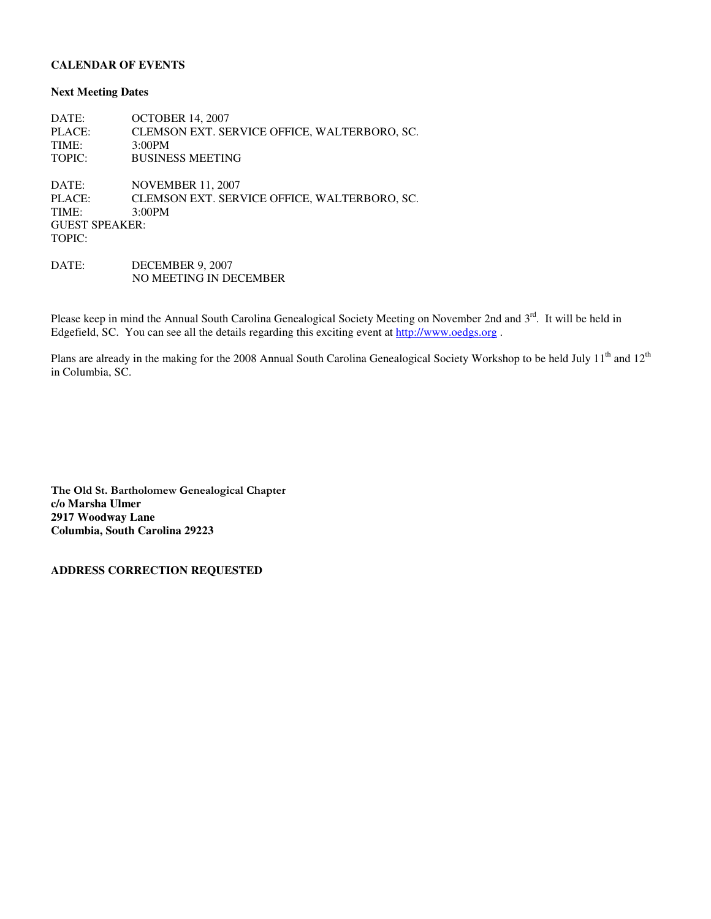**CALENDAR OF EVENTS**

**Next Meeting Dates**

DATE: OCTOBER 14, 2007
PLACE: CLEMSON EXT. SERVICE OFFICE, WALTERBORO, SC.
TIME: 3:00PM
TOPIC: BUSINESS MEETING

DATE: NOVEMBER 11, 2007
PLACE: CLEMSON EXT. SERVICE OFFICE, WALTERBORO, SC.
TIME: 3:00PM
GUEST SPEAKER:
TOPIC:

DATE: DECEMBER 9, 2007
NO MEETING IN DECEMBER

Please keep in mind the Annual South Carolina Genealogical Society Meeting on November 2nd and 3rd. It will be held in Edgefield, SC. You can see all the details regarding this exciting event at http://www.oedgs.org .

Plans are already in the making for the 2008 Annual South Carolina Genealogical Society Workshop to be held July 11th and 12th in Columbia, SC.

**The Old St. Bartholomew Genealogical Chapter**
**c/o Marsha Ulmer**
**2917 Woodway Lane**
**Columbia, South Carolina 29223**

**ADDRESS CORRECTION REQUESTED**